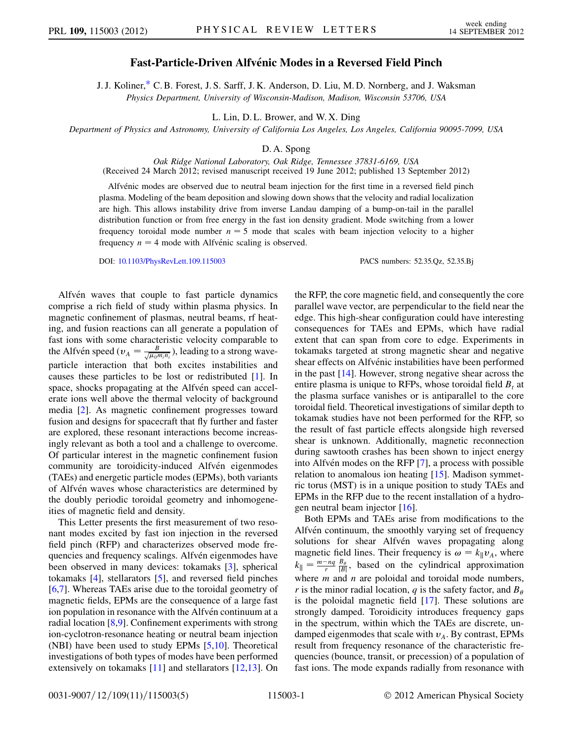# Fast-Particle-Driven Alfvénic Modes in a Reversed Field Pinch

J. J. Koliner,* C. B. Forest, J. S. Sarff, J. K. Anderson, D. Liu, M. D. Nornberg, and J. Waksman

*Physics Department, University of Wisconsin-Madison, Madison, Wisconsin 53706, USA*

L. Lin, D. L. Brower, and W. X. Ding

*Department of Physics and Astronomy, University of California Los Angeles, Los Angeles, California 90095-7099, USA*

D. A. Spong

*Oak Ridge National Laboratory, Oak Ridge, Tennessee 37831-6169, USA*

(Received 24 March 2012; revised manuscript received 19 June 2012; published 13 September 2012)

Alfvénic modes are observed due to neutral beam injection for the first time in a reversed field pinch plasma. Modeling of the beam deposition and slowing down shows that the velocity and radial localization are high. This allows instability drive from inverse Landau damping of a bump-on-tail in the parallel distribution function or from free energy in the fast ion density gradient. Mode switching from a lower frequency toroidal mode number $n = 5$ mode that scales with beam injection velocity to a higher frequency $n = 4$ mode with Alfvénic scaling is observed.

DOI: 10.1103/PhysRevLett.109.115003 PACS numbers: 52.35.Qz, 52.35.Bj

Alfvén waves that couple to fast particle dynamics comprise a rich field of study within plasma physics. In magnetic confinement of plasmas, neutral beams, rf heating, and fusion reactions can all generate a population of fast ions with some characteristic velocity comparable to the Alfvén speed ($v_A = \frac{B}{\sqrt{\mu_0 m_i n_i}}$), leading to a strong wave-particle interaction that both excites instabilities and causes these particles to be lost or redistributed [1]. In space, shocks propagating at the Alfvén speed can accelerate ions well above the thermal velocity of background media [2]. As magnetic confinement progresses toward fusion and designs for spacecraft that fly further and faster are explored, these resonant interactions become increasingly relevant as both a tool and a challenge to overcome. Of particular interest in the magnetic confinement fusion community are toroidicity-induced Alfvén eigenmodes (TAEs) and energetic particle modes (EPMs), both variants of Alfvén waves whose characteristics are determined by the doubly periodic toroidal geometry and inhomogeneities of magnetic field and density.

This Letter presents the first measurement of two resonant modes excited by fast ion injection in the reversed field pinch (RFP) and characterizes observed mode frequencies and frequency scalings. Alfvén eigenmodes have been observed in many devices: tokamaks [3], spherical tokamaks [4], stellarators [5], and reversed field pinches [6,7]. Whereas TAEs arise due to the toroidal geometry of magnetic fields, EPMs are the consequence of a large fast ion population in resonance with the Alfvén continuum at a radial location [8,9]. Confinement experiments with strong ion-cyclotron-resonance heating or neutral beam injection (NBI) have been used to study EPMs [5,10]. Theoretical investigations of both types of modes have been performed extensively on tokamaks [11] and stellarators [12,13]. On the RFP, the core magnetic field, and consequently the core parallel wave vector, are perpendicular to the field near the edge. This high-shear configuration could have interesting consequences for TAEs and EPMs, which have radial extent that can span from core to edge. Experiments in tokamaks targeted at strong magnetic shear and negative shear effects on Alfvénic instabilities have been performed in the past [14]. However, strong negative shear across the entire plasma is unique to RFPs, whose toroidal field $B_t$ at the plasma surface vanishes or is antiparallel to the core toroidal field. Theoretical investigations of similar depth to tokamak studies have not been performed for the RFP, so the result of fast particle effects alongside high reversed shear is unknown. Additionally, magnetic reconnection during sawtooth crashes has been shown to inject energy into Alfvén modes on the RFP [7], a process with possible relation to anomalous ion heating [15]. Madison symmetric torus (MST) is in a unique position to study TAEs and EPMs in the RFP due to the recent installation of a hydrogen neutral beam injector [16].

Both EPMs and TAEs arise from modifications to the Alfvén continuum, the smoothly varying set of frequency solutions for shear Alfvén waves propagating along magnetic field lines. Their frequency is $\omega = k_\parallel v_A$, where $k_\parallel = \frac{m - nq}{r} \frac{B_\theta}{|B|}$, based on the cylindrical approximation where $m$ and $n$ are poloidal and toroidal mode numbers, $r$ is the minor radial location, $q$ is the safety factor, and $B_\theta$ is the poloidal magnetic field [17]. These solutions are strongly damped. Toroidicity introduces frequency gaps in the spectrum, within which the TAEs are discrete, undamped eigenmodes that scale with $v_A$. By contrast, EPMs result from frequency resonance of the characteristic frequencies (bounce, transit, or precession) of a population of fast ions. The mode expands radially from resonance with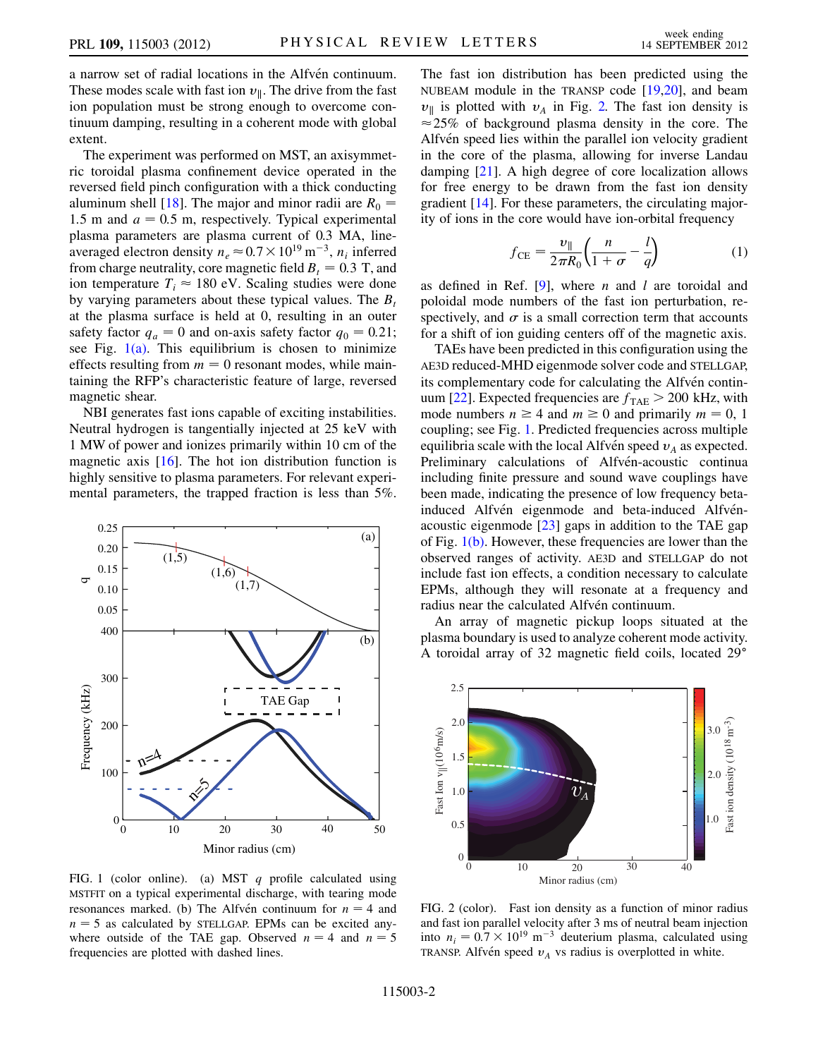a narrow set of radial locations in the Alfvén continuum. These modes scale with fast ion $v_\parallel$. The drive from the fast ion population must be strong enough to overcome continuum damping, resulting in a coherent mode with global extent.

The experiment was performed on MST, an axisymmetric toroidal plasma confinement device operated in the reversed field pinch configuration with a thick conducting aluminum shell [18]. The major and minor radii are $R_0 = 1.5$ m and $a = 0.5$ m, respectively. Typical experimental plasma parameters are plasma current of 0.3 MA, line-averaged electron density $n_e \approx 0.7 \times 10^{19}$ m$^{-3}$, $n_i$ inferred from charge neutrality, core magnetic field $B_t = 0.3$ T, and ion temperature $T_i \approx 180$ eV. Scaling studies were done by varying parameters about these typical values. The $B_t$ at the plasma surface is held at 0, resulting in an outer safety factor $q_a = 0$ and on-axis safety factor $q_0 = 0.21$; see Fig. 1(a). This equilibrium is chosen to minimize effects resulting from $m = 0$ resonant modes, while maintaining the RFP's characteristic feature of large, reversed magnetic shear.

NBI generates fast ions capable of exciting instabilities. Neutral hydrogen is tangentially injected at 25 keV with 1 MW of power and ionizes primarily within 10 cm of the magnetic axis [16]. The hot ion distribution function is highly sensitive to plasma parameters. For relevant experimental parameters, the trapped fraction is less than 5%.

FIG. 1 (color online). (a) MST $q$ profile calculated using MSTFIT on a typical experimental discharge, with tearing mode resonances marked. (b) The Alfvén continuum for $n = 4$ and $n = 5$ as calculated by STELLGAP. EPMs can be excited anywhere outside of the TAE gap. Observed $n = 4$ and $n = 5$ frequencies are plotted with dashed lines.

The fast ion distribution has been predicted using the NUBEAM module in the TRANSP code [19,20], and beam $v_\parallel$ is plotted with $v_A$ in Fig. 2. The fast ion density is $\approx 25\%$ of background plasma density in the core. The Alfvén speed lies within the parallel ion velocity gradient in the core of the plasma, allowing for inverse Landau damping [21]. A high degree of core localization allows for free energy to be drawn from the fast ion density gradient [14]. For these parameters, the circulating majority of ions in the core would have ion-orbital frequency

$$f_{\mathrm{CE}} = \frac{v_\parallel}{2\pi R_0}\left(\frac{n}{1+\sigma} - \frac{l}{q}\right) \tag{1}$$

as defined in Ref. [9], where $n$ and $l$ are toroidal and poloidal mode numbers of the fast ion perturbation, respectively, and $\sigma$ is a small correction term that accounts for a shift of ion guiding centers off of the magnetic axis.

TAEs have been predicted in this configuration using the AE3D reduced-MHD eigenmode solver code and STELLGAP, its complementary code for calculating the Alfvén continuum [22]. Expected frequencies are $f_{\mathrm{TAE}} > 200$ kHz, with mode numbers $n \geq 4$ and $m \geq 0$ and primarily $m = 0$, 1 coupling; see Fig. 1. Predicted frequencies across multiple equilibria scale with the local Alfvén speed $v_A$ as expected. Preliminary calculations of Alfvén-acoustic continua including finite pressure and sound wave couplings have been made, indicating the presence of low frequency beta-induced Alfvén eigenmode and beta-induced Alfvén-acoustic eigenmode [23] gaps in addition to the TAE gap of Fig. 1(b). However, these frequencies are lower than the observed ranges of activity. AE3D and STELLGAP do not include fast ion effects, a condition necessary to calculate EPMs, although they will resonate at a frequency and radius near the calculated Alfvén continuum.

An array of magnetic pickup loops situated at the plasma boundary is used to analyze coherent mode activity. A toroidal array of 32 magnetic field coils, located 29°

FIG. 2 (color). Fast ion density as a function of minor radius and fast ion parallel velocity after 3 ms of neutral beam injection into $n_i = 0.7 \times 10^{19}$ m$^{-3}$ deuterium plasma, calculated using TRANSP. Alfvén speed $v_A$ vs radius is overplotted in white.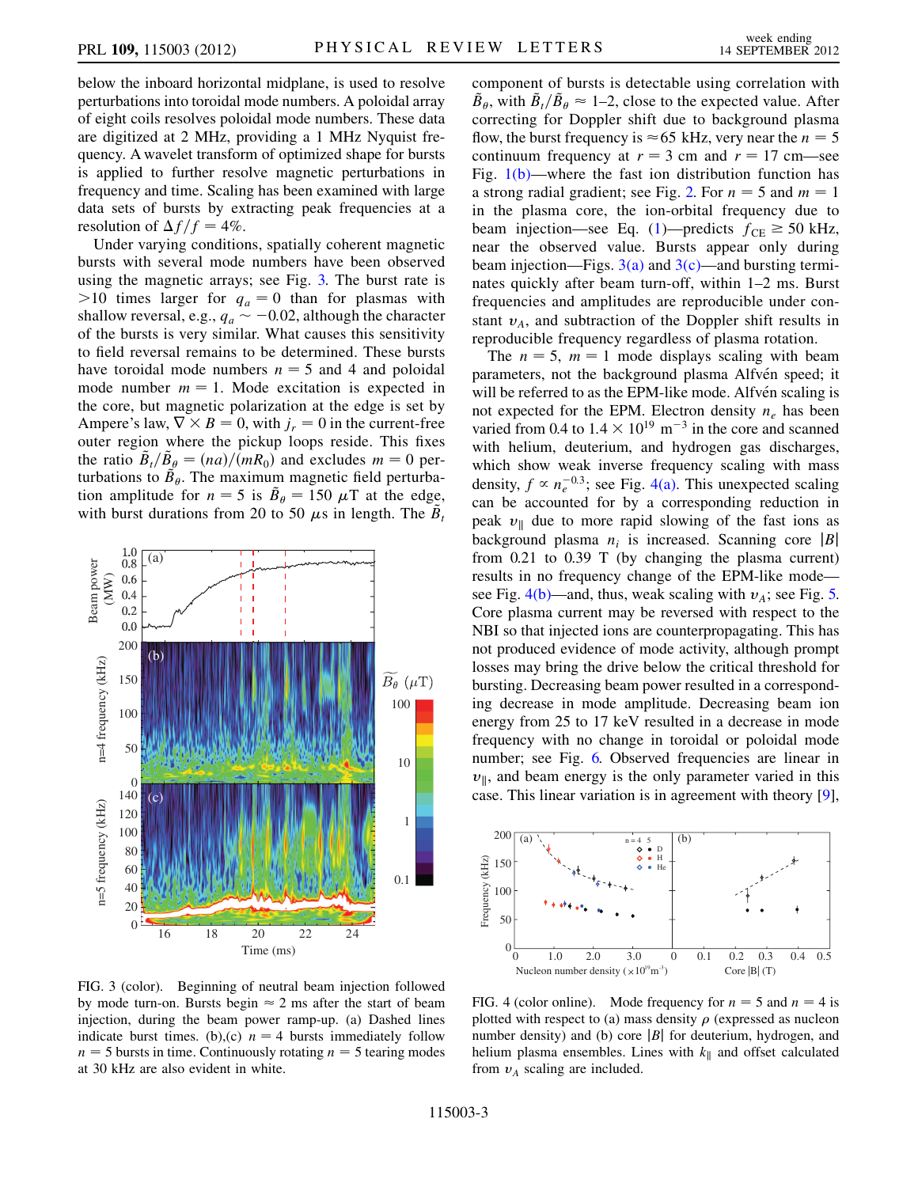below the inboard horizontal midplane, is used to resolve perturbations into toroidal mode numbers. A poloidal array of eight coils resolves poloidal mode numbers. These data are digitized at 2 MHz, providing a 1 MHz Nyquist frequency. A wavelet transform of optimized shape for bursts is applied to further resolve magnetic perturbations in frequency and time. Scaling has been examined with large data sets of bursts by extracting peak frequencies at a resolution of $\Delta f/f = 4\%$.

Under varying conditions, spatially coherent magnetic bursts with several mode numbers have been observed using the magnetic arrays; see Fig. 3. The burst rate is $>10$ times larger for $q_a = 0$ than for plasmas with shallow reversal, e.g., $q_a \sim -0.02$, although the character of the bursts is very similar. What causes this sensitivity to field reversal remains to be determined. These bursts have toroidal mode numbers $n = 5$ and 4 and poloidal mode number $m = 1$. Mode excitation is expected in the core, but magnetic polarization at the edge is set by Ampere's law, $\nabla \times B = 0$, with $j_r = 0$ in the current-free outer region where the pickup loops reside. This fixes the ratio $\tilde{B}_t/\tilde{B}_\theta = (na)/(mR_0)$ and excludes $m = 0$ perturbations to $\tilde{B}_\theta$. The maximum magnetic field perturbation amplitude for $n = 5$ is $\tilde{B}_\theta = 150\ \mu$T at the edge, with burst durations from 20 to 50 $\mu$s in length. The $\tilde{B}_t$ component of bursts is detectable using correlation with $\tilde{B}_\theta$, with $\tilde{B}_t/\tilde{B}_\theta \approx 1$–2, close to the expected value. After correcting for Doppler shift due to background plasma flow, the burst frequency is $\approx 65$ kHz, very near the $n = 5$ continuum frequency at $r = 3$ cm and $r = 17$ cm—see Fig. 1(b)—where the fast ion distribution function has a strong radial gradient; see Fig. 2. For $n = 5$ and $m = 1$ in the plasma core, the ion-orbital frequency due to beam injection—see Eq. (1)—predicts $f_{CE} \geq 50$ kHz, near the observed value. Bursts appear only during beam injection—Figs. 3(a) and 3(c)—and bursting terminates quickly after beam turn-off, within 1–2 ms. Burst frequencies and amplitudes are reproducible under constant $v_A$, and subtraction of the Doppler shift results in reproducible frequency regardless of plasma rotation.

FIG. 3 (color). Beginning of neutral beam injection followed by mode turn-on. Bursts begin $\approx 2$ ms after the start of beam injection, during the beam power ramp-up. (a) Dashed lines indicate burst times. (b),(c) $n = 4$ bursts immediately follow $n = 5$ bursts in time. Continuously rotating $n = 5$ tearing modes at 30 kHz are also evident in white.

The $n = 5$, $m = 1$ mode displays scaling with beam parameters, not the background plasma Alfvén speed; it will be referred to as the EPM-like mode. Alfvén scaling is not expected for the EPM. Electron density $n_e$ has been varied from 0.4 to $1.4 \times 10^{19}$ m$^{-3}$ in the core and scanned with helium, deuterium, and hydrogen gas discharges, which show weak inverse frequency scaling with mass density, $f \propto n_e^{-0.3}$; see Fig. 4(a). This unexpected scaling can be accounted for by a corresponding reduction in peak $v_\parallel$ due to more rapid slowing of the fast ions as background plasma $n_i$ is increased. Scanning core $|B|$ from 0.21 to 0.39 T (by changing the plasma current) results in no frequency change of the EPM-like mode—see Fig. 4(b)—and, thus, weak scaling with $v_A$; see Fig. 5. Core plasma current may be reversed with respect to the NBI so that injected ions are counterpropagating. This has not produced evidence of mode activity, although prompt losses may bring the drive below the critical threshold for bursting. Decreasing beam power resulted in a corresponding decrease in mode amplitude. Decreasing beam ion energy from 25 to 17 keV resulted in a decrease in mode frequency with no change in toroidal or poloidal mode number; see Fig. 6. Observed frequencies are linear in $v_\parallel$, and beam energy is the only parameter varied in this case. This linear variation is in agreement with theory [9],

FIG. 4 (color online). Mode frequency for $n = 5$ and $n = 4$ is plotted with respect to (a) mass density $\rho$ (expressed as nucleon number density) and (b) core $|B|$ for deuterium, hydrogen, and helium plasma ensembles. Lines with $k_\parallel$ and offset calculated from $v_A$ scaling are included.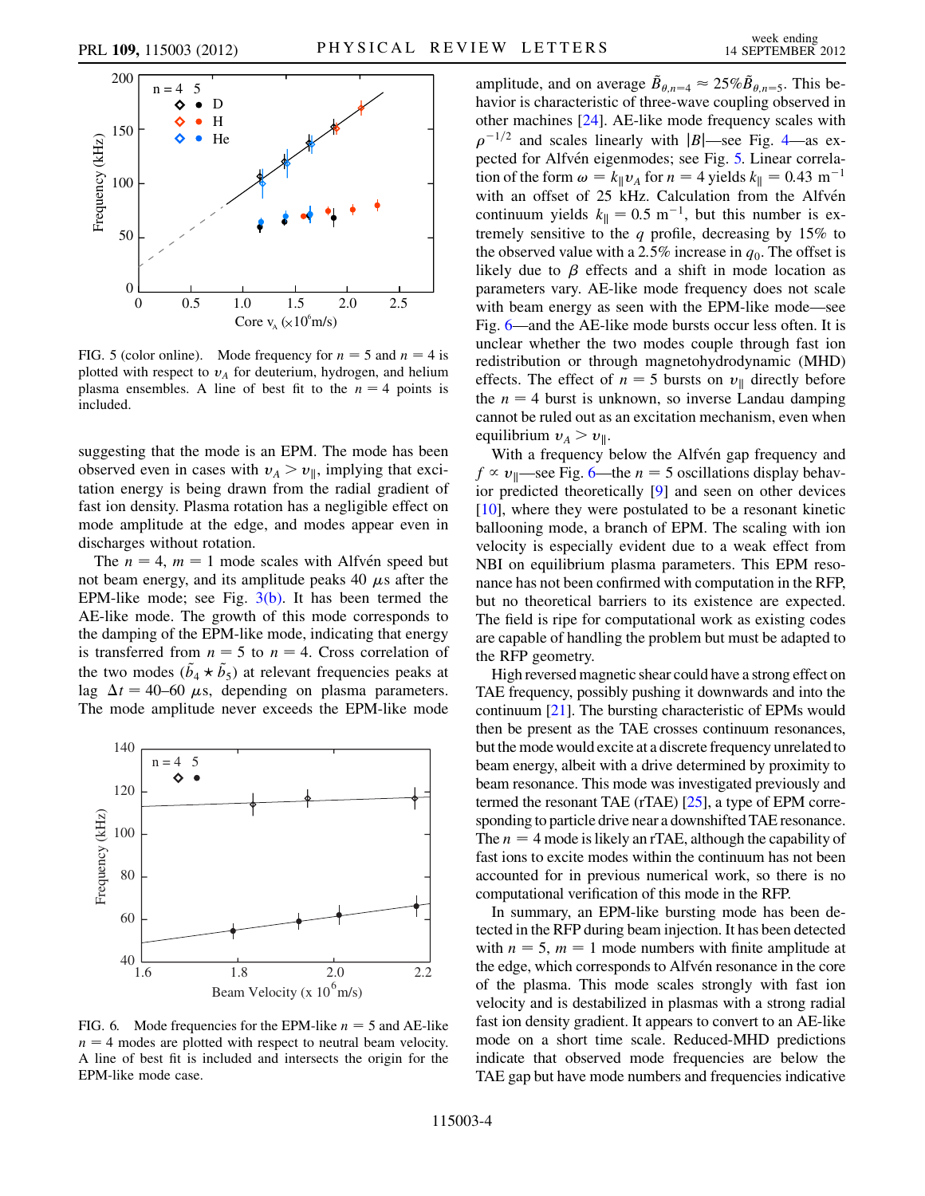FIG. 5 (color online). Mode frequency for $n = 5$ and $n = 4$ is plotted with respect to $v_A$ for deuterium, hydrogen, and helium plasma ensembles. A line of best fit to the $n = 4$ points is included.

suggesting that the mode is an EPM. The mode has been observed even in cases with $v_A > v_\parallel$, implying that excitation energy is being drawn from the radial gradient of fast ion density. Plasma rotation has a negligible effect on mode amplitude at the edge, and modes appear even in discharges without rotation.

The $n = 4$, $m = 1$ mode scales with Alfvén speed but not beam energy, and its amplitude peaks 40 $\mu$s after the EPM-like mode; see Fig. 3(b). It has been termed the AE-like mode. The growth of this mode corresponds to the damping of the EPM-like mode, indicating that energy is transferred from $n = 5$ to $n = 4$. Cross correlation of the two modes ($\tilde{b}_4 \star \tilde{b}_5$) at relevant frequencies peaks at lag $\Delta t = 40$–$60$ $\mu$s, depending on plasma parameters. The mode amplitude never exceeds the EPM-like mode amplitude, and on average $\tilde{B}_{\theta,n=4} \approx 25\% \tilde{B}_{\theta,n=5}$. This behavior is characteristic of three-wave coupling observed in other machines [24]. AE-like mode frequency scales with $\rho^{-1/2}$ and scales linearly with $|B|$—see Fig. 4—as expected for Alfvén eigenmodes; see Fig. 5. Linear correlation of the form $\omega = k_\parallel v_A$ for $n = 4$ yields $k_\parallel = 0.43$ m$^{-1}$ with an offset of 25 kHz. Calculation from the Alfvén continuum yields $k_\parallel = 0.5$ m$^{-1}$, but this number is extremely sensitive to the $q$ profile, decreasing by 15% to the observed value with a 2.5% increase in $q_0$. The offset is likely due to $\beta$ effects and a shift in mode location as parameters vary. AE-like mode frequency does not scale with beam energy as seen with the EPM-like mode—see Fig. 6—and the AE-like mode bursts occur less often. It is unclear whether the two modes couple through fast ion redistribution or through magnetohydrodynamic (MHD) effects. The effect of $n = 5$ bursts on $v_\parallel$ directly before the $n = 4$ burst is unknown, so inverse Landau damping cannot be ruled out as an excitation mechanism, even when equilibrium $v_A > v_\parallel$.

FIG. 6. Mode frequencies for the EPM-like $n = 5$ and AE-like $n = 4$ modes are plotted with respect to neutral beam velocity. A line of best fit is included and intersects the origin for the EPM-like mode case.

With a frequency below the Alfvén gap frequency and $f \propto v_\parallel$—see Fig. 6—the $n = 5$ oscillations display behavior predicted theoretically [9] and seen on other devices [10], where they were postulated to be a resonant kinetic ballooning mode, a branch of EPM. The scaling with ion velocity is especially evident due to a weak effect from NBI on equilibrium plasma parameters. This EPM resonance has not been confirmed with computation in the RFP, but no theoretical barriers to its existence are expected. The field is ripe for computational work as existing codes are capable of handling the problem but must be adapted to the RFP geometry.

High reversed magnetic shear could have a strong effect on TAE frequency, possibly pushing it downwards and into the continuum [21]. The bursting characteristic of EPMs would then be present as the TAE crosses continuum resonances, but the mode would excite at a discrete frequency unrelated to beam energy, albeit with a drive determined by proximity to beam resonance. This mode was investigated previously and termed the resonant TAE (rTAE) [25], a type of EPM corresponding to particle drive near a downshifted TAE resonance. The $n = 4$ mode is likely an rTAE, although the capability of fast ions to excite modes within the continuum has not been accounted for in previous numerical work, so there is no computational verification of this mode in the RFP.

In summary, an EPM-like bursting mode has been detected in the RFP during beam injection. It has been detected with $n = 5$, $m = 1$ mode numbers with finite amplitude at the edge, which corresponds to Alfvén resonance in the core of the plasma. This mode scales strongly with fast ion velocity and is destabilized in plasmas with a strong radial fast ion density gradient. It appears to convert to an AE-like mode on a short time scale. Reduced-MHD predictions indicate that observed mode frequencies are below the TAE gap but have mode numbers and frequencies indicative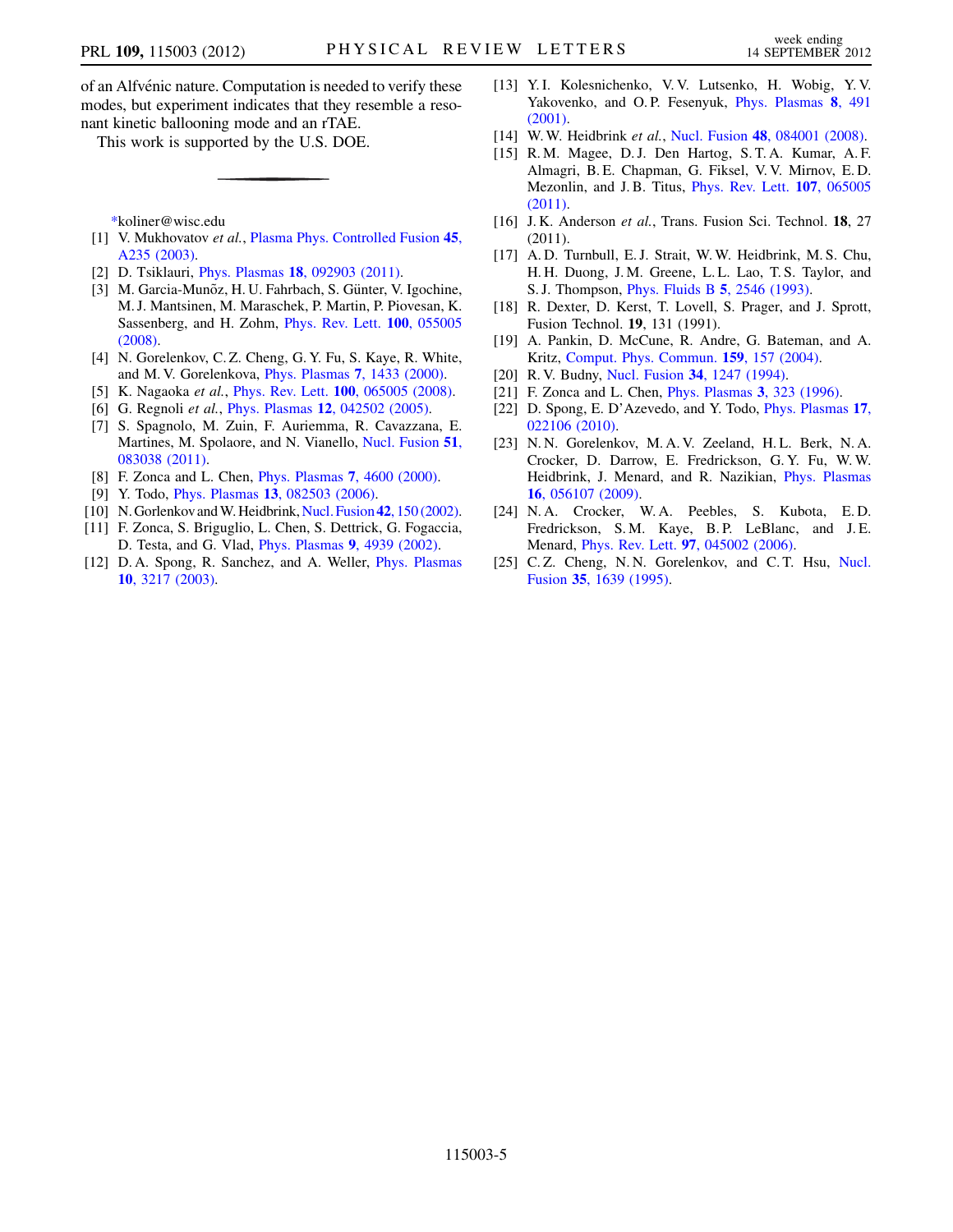of an Alfvénic nature. Computation is needed to verify these modes, but experiment indicates that they resemble a resonant kinetic ballooning mode and an rTAE.

This work is supported by the U.S. DOE.

---

*koliner@wisc.edu

[1] V. Mukhovatov *et al.*, Plasma Phys. Controlled Fusion **45**, A235 (2003).

[2] D. Tsiklauri, Phys. Plasmas **18**, 092903 (2011).

[3] M. Garcia-Munõz, H. U. Fahrbach, S. Günter, V. Igochine, M. J. Mantsinen, M. Maraschek, P. Martin, P. Piovesan, K. Sassenberg, and H. Zohm, Phys. Rev. Lett. **100**, 055005 (2008).

[4] N. Gorelenkov, C. Z. Cheng, G. Y. Fu, S. Kaye, R. White, and M. V. Gorelenkova, Phys. Plasmas **7**, 1433 (2000).

[5] K. Nagaoka *et al.*, Phys. Rev. Lett. **100**, 065005 (2008).

[6] G. Regnoli *et al.*, Phys. Plasmas **12**, 042502 (2005).

[7] S. Spagnolo, M. Zuin, F. Auriemma, R. Cavazzana, E. Martines, M. Spolaore, and N. Vianello, Nucl. Fusion **51**, 083038 (2011).

[8] F. Zonca and L. Chen, Phys. Plasmas **7**, 4600 (2000).

[9] Y. Todo, Phys. Plasmas **13**, 082503 (2006).

[10] N. Gorlenkov and W. Heidbrink, Nucl. Fusion **42**, 150 (2002).

[11] F. Zonca, S. Briguglio, L. Chen, S. Dettrick, G. Fogaccia, D. Testa, and G. Vlad, Phys. Plasmas **9**, 4939 (2002).

[12] D. A. Spong, R. Sanchez, and A. Weller, Phys. Plasmas **10**, 3217 (2003).

[13] Y. I. Kolesnichenko, V. V. Lutsenko, H. Wobig, Y. V. Yakovenko, and O. P. Fesenyuk, Phys. Plasmas **8**, 491 (2001).

[14] W. W. Heidbrink *et al.*, Nucl. Fusion **48**, 084001 (2008).

[15] R. M. Magee, D. J. Den Hartog, S. T. A. Kumar, A. F. Almagri, B. E. Chapman, G. Fiksel, V. V. Mirnov, E. D. Mezonlin, and J. B. Titus, Phys. Rev. Lett. **107**, 065005 (2011).

[16] J. K. Anderson *et al.*, Trans. Fusion Sci. Technol. **18**, 27 (2011).

[17] A. D. Turnbull, E. J. Strait, W. W. Heidbrink, M. S. Chu, H. H. Duong, J. M. Greene, L. L. Lao, T. S. Taylor, and S. J. Thompson, Phys. Fluids B **5**, 2546 (1993).

[18] R. Dexter, D. Kerst, T. Lovell, S. Prager, and J. Sprott, Fusion Technol. **19**, 131 (1991).

[19] A. Pankin, D. McCune, R. Andre, G. Bateman, and A. Kritz, Comput. Phys. Commun. **159**, 157 (2004).

[20] R. V. Budny, Nucl. Fusion **34**, 1247 (1994).

[21] F. Zonca and L. Chen, Phys. Plasmas **3**, 323 (1996).

[22] D. Spong, E. D'Azevedo, and Y. Todo, Phys. Plasmas **17**, 022106 (2010).

[23] N. N. Gorelenkov, M. A. V. Zeeland, H. L. Berk, N. A. Crocker, D. Darrow, E. Fredrickson, G. Y. Fu, W. W. Heidbrink, J. Menard, and R. Nazikian, Phys. Plasmas **16**, 056107 (2009).

[24] N. A. Crocker, W. A. Peebles, S. Kubota, E. D. Fredrickson, S. M. Kaye, B. P. LeBlanc, and J. E. Menard, Phys. Rev. Lett. **97**, 045002 (2006).

[25] C. Z. Cheng, N. N. Gorelenkov, and C. T. Hsu, Nucl. Fusion **35**, 1639 (1995).